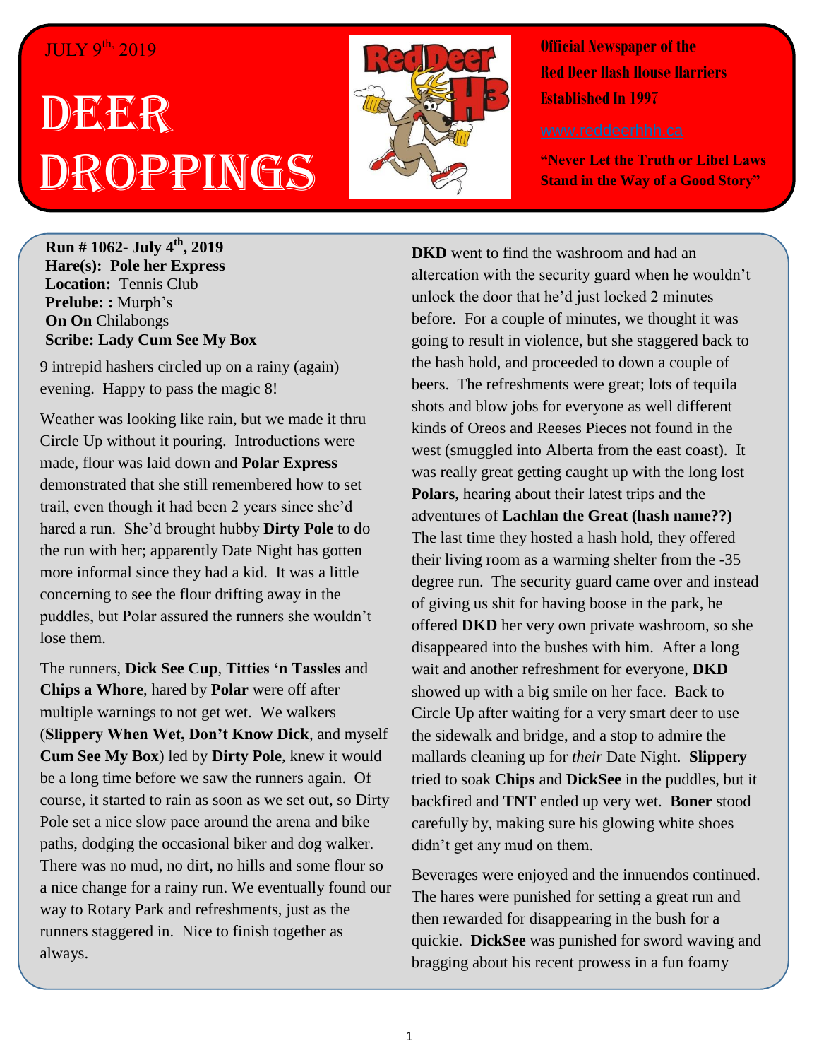JULY 9th, 2019

# DEER DROPPINGS

**Official Newspaper of the Red Deer Hash House Harriers Established In 1997**

www.reddeerhhh.ca

**"Never Let the Truth or Libel Laws Stand in the Way of a Good Story"**

**Run # 1062- July 4th, 2019**
**Hare(s): Pole her Express**
**Location:** Tennis Club
**Prelube: :** Murph's
**On On** Chilabongs
**Scribe: Lady Cum See My Box**

9 intrepid hashers circled up on a rainy (again) evening. Happy to pass the magic 8!

Weather was looking like rain, but we made it thru Circle Up without it pouring. Introductions were made, flour was laid down and **Polar Express** demonstrated that she still remembered how to set trail, even though it had been 2 years since she'd hared a run. She'd brought hubby **Dirty Pole** to do the run with her; apparently Date Night has gotten more informal since they had a kid. It was a little concerning to see the flour drifting away in the puddles, but Polar assured the runners she wouldn't lose them.

The runners, **Dick See Cup**, **Titties 'n Tassles** and **Chips a Whore**, hared by **Polar** were off after multiple warnings to not get wet. We walkers (**Slippery When Wet, Don't Know Dick**, and myself **Cum See My Box**) led by **Dirty Pole**, knew it would be a long time before we saw the runners again. Of course, it started to rain as soon as we set out, so Dirty Pole set a nice slow pace around the arena and bike paths, dodging the occasional biker and dog walker. There was no mud, no dirt, no hills and some flour so a nice change for a rainy run. We eventually found our way to Rotary Park and refreshments, just as the runners staggered in. Nice to finish together as always.

**DKD** went to find the washroom and had an altercation with the security guard when he wouldn't unlock the door that he'd just locked 2 minutes before. For a couple of minutes, we thought it was going to result in violence, but she staggered back to the hash hold, and proceeded to down a couple of beers. The refreshments were great; lots of tequila shots and blow jobs for everyone as well different kinds of Oreos and Reeses Pieces not found in the west (smuggled into Alberta from the east coast). It was really great getting caught up with the long lost **Polars**, hearing about their latest trips and the adventures of **Lachlan the Great (hash name??)** The last time they hosted a hash hold, they offered their living room as a warming shelter from the -35 degree run. The security guard came over and instead of giving us shit for having boose in the park, he offered **DKD** her very own private washroom, so she disappeared into the bushes with him. After a long wait and another refreshment for everyone, **DKD** showed up with a big smile on her face. Back to Circle Up after waiting for a very smart deer to use the sidewalk and bridge, and a stop to admire the mallards cleaning up for *their* Date Night. **Slippery** tried to soak **Chips** and **DickSee** in the puddles, but it backfired and **TNT** ended up very wet. **Boner** stood carefully by, making sure his glowing white shoes didn't get any mud on them.

Beverages were enjoyed and the innuendos continued. The hares were punished for setting a great run and then rewarded for disappearing in the bush for a quickie. **DickSee** was punished for sword waving and bragging about his recent prowess in a fun foamy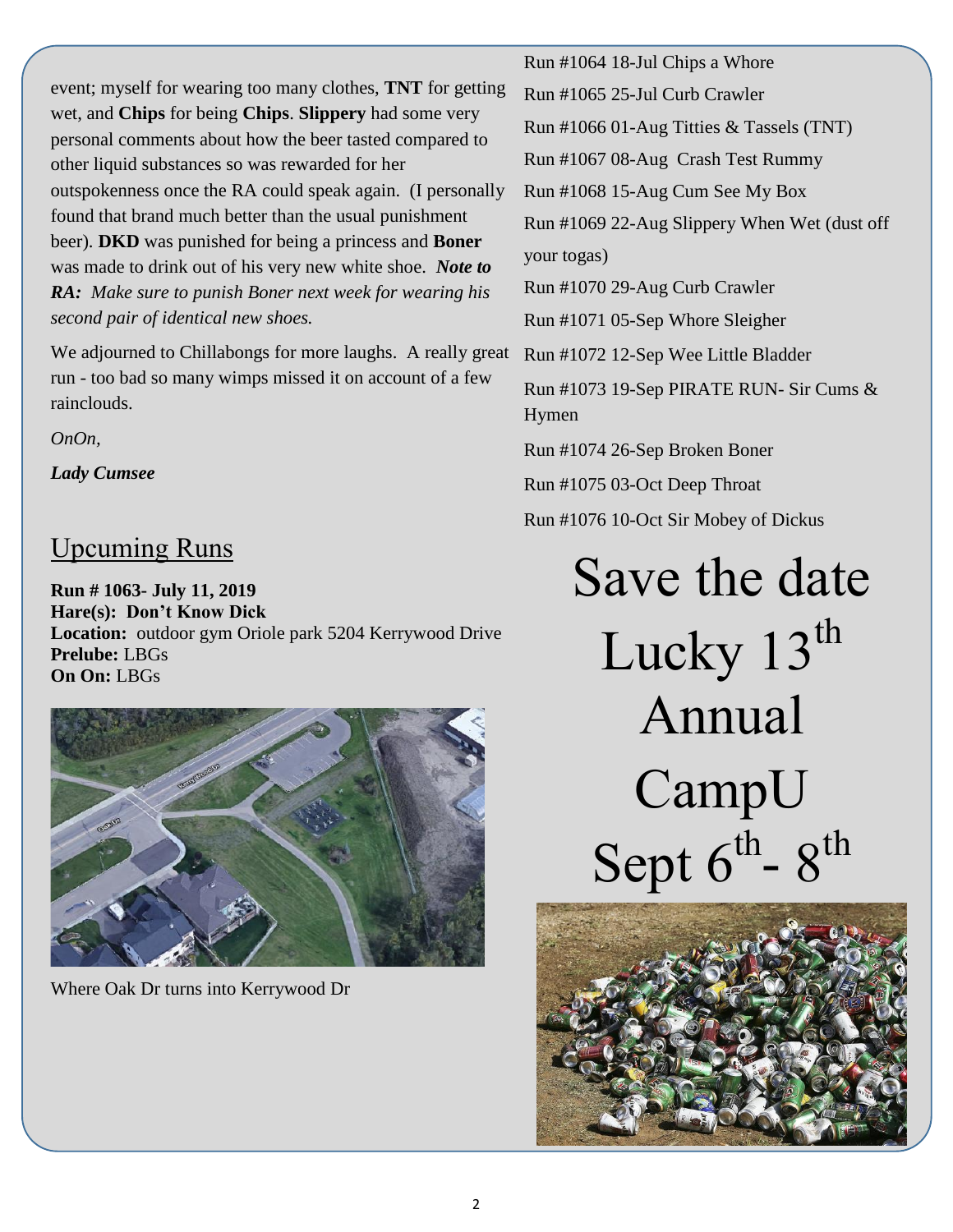event; myself for wearing too many clothes, **TNT** for getting wet, and **Chips** for being **Chips**. **Slippery** had some very personal comments about how the beer tasted compared to other liquid substances so was rewarded for her outspokenness once the RA could speak again. (I personally found that brand much better than the usual punishment beer). **DKD** was punished for being a princess and **Boner** was made to drink out of his very new white shoe. ***Note to RA:*** *Make sure to punish Boner next week for wearing his second pair of identical new shoes.*

We adjourned to Chillabongs for more laughs. A really great run - too bad so many wimps missed it on account of a few rainclouds.

*OnOn,*

***Lady Cumsee***

## Upcuming Runs

**Run # 1063- July 11, 2019**
**Hare(s): Don't Know Dick**
**Location:** outdoor gym Oriole park 5204 Kerrywood Drive
**Prelube:** LBGs
**On On:** LBGs

Where Oak Dr turns into Kerrywood Dr

Run #1064 18-Jul Chips a Whore

Run #1065 25-Jul Curb Crawler

Run #1066 01-Aug Titties & Tassels (TNT)

Run #1067 08-Aug Crash Test Rummy

Run #1068 15-Aug Cum See My Box

Run #1069 22-Aug Slippery When Wet (dust off your togas)

Run #1070 29-Aug Curb Crawler

Run #1071 05-Sep Whore Sleigher

Run #1072 12-Sep Wee Little Bladder

Run #1073 19-Sep PIRATE RUN- Sir Cums & Hymen

Run #1074 26-Sep Broken Boner

Run #1075 03-Oct Deep Throat

Run #1076 10-Oct Sir Mobey of Dickus

# Save the date Lucky 13th Annual CampU Sept 6th- 8th